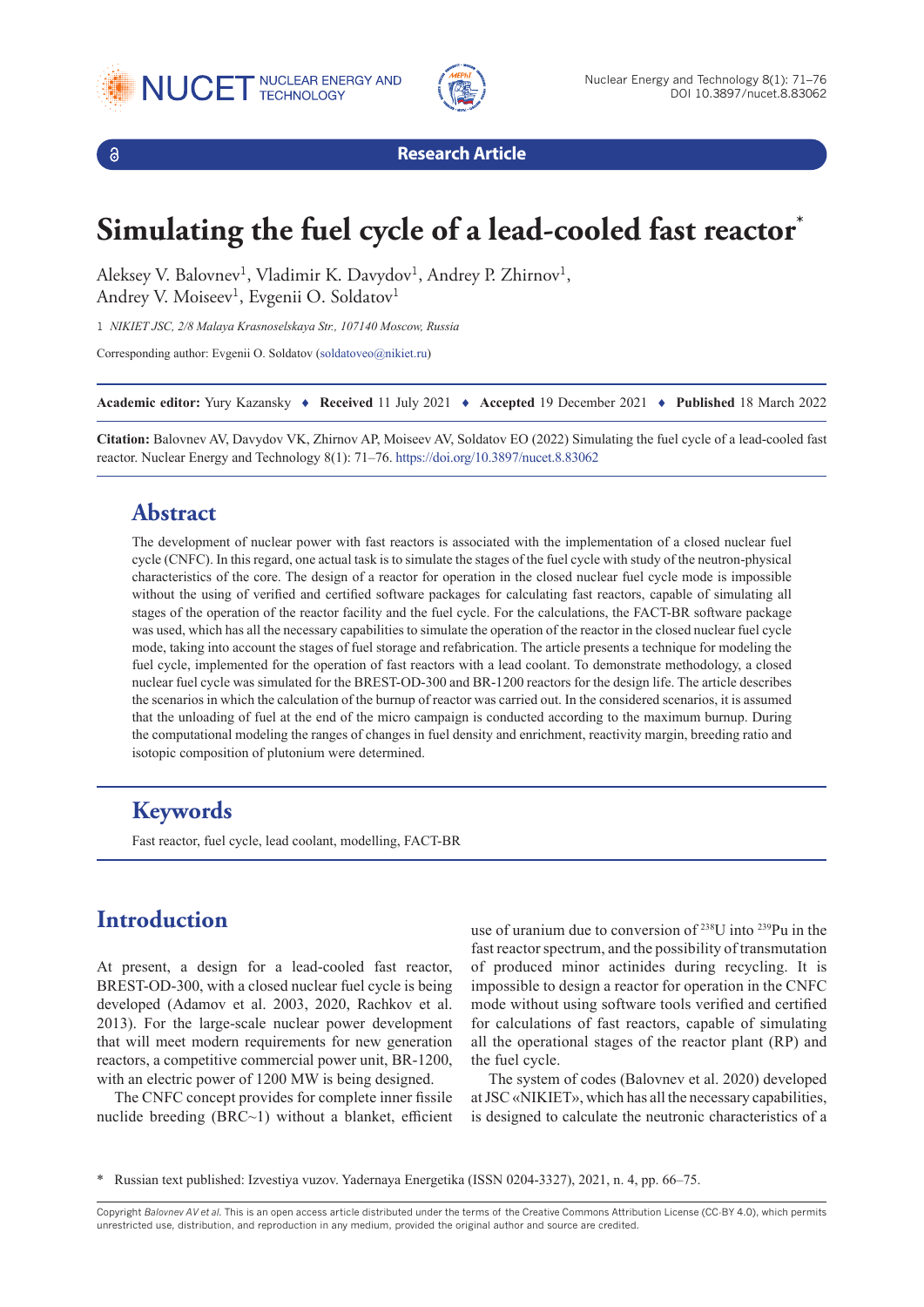Research Article

# Simulating the fuel cycle of a lead-cooled fast reactor*

Aleksey V. Balovnev[1], Vladimir K. Davydov[1], Andrey P. Zhirnov[1], Andrey V. Moiseev[1], Evgenii O. Soldatov[1]

1 *NIKIET JSC, 2/8 Malaya Krasnoselskaya Str., 107140 Moscow, Russia*

Corresponding author: Evgenii O. Soldatov (soldatoveo@nikiet.ru)

**Academic editor:** Yury Kazansky ♦ **Received** 11 July 2021 ♦ **Accepted** 19 December 2021 ♦ **Published** 18 March 2022

**Citation:** Balovnev AV, Davydov VK, Zhirnov AP, Moiseev AV, Soldatov EO (2022) Simulating the fuel cycle of a lead-cooled fast reactor. Nuclear Energy and Technology 8(1): 71–76. https://doi.org/10.3897/nucet.8.83062

## Abstract

The development of nuclear power with fast reactors is associated with the implementation of a closed nuclear fuel cycle (CNFC). In this regard, one actual task is to simulate the stages of the fuel cycle with study of the neutron-physical characteristics of the core. The design of a reactor for operation in the closed nuclear fuel cycle mode is impossible without the using of verified and certified software packages for calculating fast reactors, capable of simulating all stages of the operation of the reactor facility and the fuel cycle. For the calculations, the FACT-BR software package was used, which has all the necessary capabilities to simulate the operation of the reactor in the closed nuclear fuel cycle mode, taking into account the stages of fuel storage and refabrication. The article presents a technique for modeling the fuel cycle, implemented for the operation of fast reactors with a lead coolant. To demonstrate methodology, a closed nuclear fuel cycle was simulated for the BREST-OD-300 and BR-1200 reactors for the design life. The article describes the scenarios in which the calculation of the burnup of reactor was carried out. In the considered scenarios, it is assumed that the unloading of fuel at the end of the micro campaign is conducted according to the maximum burnup. During the computational modeling the ranges of changes in fuel density and enrichment, reactivity margin, breeding ratio and isotopic composition of plutonium were determined.

## Keywords

Fast reactor, fuel cycle, lead coolant, modelling, FACT-BR

## Introduction

At present, a design for a lead-cooled fast reactor, BREST-OD-300, with a closed nuclear fuel cycle is being developed (Adamov et al. 2003, 2020, Rachkov et al. 2013). For the large-scale nuclear power development that will meet modern requirements for new generation reactors, a competitive commercial power unit, BR-1200, with an electric power of 1200 MW is being designed.

The CNFC concept provides for complete inner fissile nuclide breeding (BRC~1) without a blanket, efficient use of uranium due to conversion of $^{238}U$ into $^{239}Pu$ in the fast reactor spectrum, and the possibility of transmutation of produced minor actinides during recycling. It is impossible to design a reactor for operation in the CNFC mode without using software tools verified and certified for calculations of fast reactors, capable of simulating all the operational stages of the reactor plant (RP) and the fuel cycle.

The system of codes (Balovnev et al. 2020) developed at JSC «NIKIET», which has all the necessary capabilities, is designed to calculate the neutronic characteristics of a

* Russian text published: Izvestiya vuzov. Yadernaya Energetika (ISSN 0204-3327), 2021, n. 4, pp. 66–75.

Copyright *Balovnev AV et al.* This is an open access article distributed under the terms of the Creative Commons Attribution License (CC-BY 4.0), which permits unrestricted use, distribution, and reproduction in any medium, provided the original author and source are credited.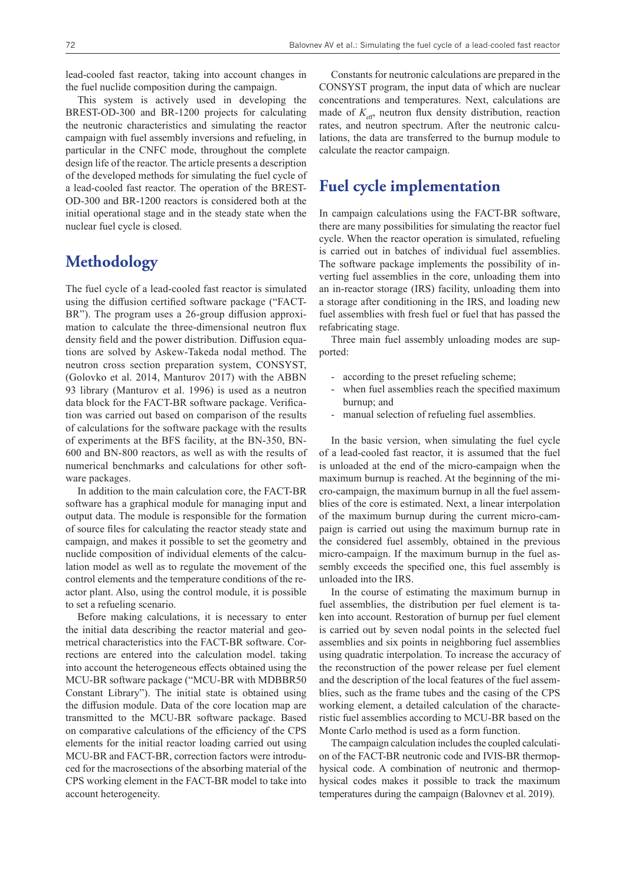lead-cooled fast reactor, taking into account changes in the fuel nuclide composition during the campaign.

This system is actively used in developing the BREST-OD-300 and BR-1200 projects for calculating the neutronic characteristics and simulating the reactor campaign with fuel assembly inversions and refueling, in particular in the CNFC mode, throughout the complete design life of the reactor. The article presents a description of the developed methods for simulating the fuel cycle of a lead-cooled fast reactor. The operation of the BREST-OD-300 and BR-1200 reactors is considered both at the initial operational stage and in the steady state when the nuclear fuel cycle is closed.

## Methodology

The fuel cycle of a lead-cooled fast reactor is simulated using the diffusion certified software package ("FACT-BR"). The program uses a 26-group diffusion approximation to calculate the three-dimensional neutron flux density field and the power distribution. Diffusion equations are solved by Askew-Takeda nodal method. The neutron cross section preparation system, CONSYST, (Golovko et al. 2014, Manturov 2017) with the ABBN 93 library (Manturov et al. 1996) is used as a neutron data block for the FACT-BR software package. Verification was carried out based on comparison of the results of calculations for the software package with the results of experiments at the BFS facility, at the BN-350, BN-600 and BN-800 reactors, as well as with the results of numerical benchmarks and calculations for other software packages.

In addition to the main calculation core, the FACT-BR software has a graphical module for managing input and output data. The module is responsible for the formation of source files for calculating the reactor steady state and campaign, and makes it possible to set the geometry and nuclide composition of individual elements of the calculation model as well as to regulate the movement of the control elements and the temperature conditions of the reactor plant. Also, using the control module, it is possible to set a refueling scenario.

Before making calculations, it is necessary to enter the initial data describing the reactor material and geometrical characteristics into the FACT-BR software. Corrections are entered into the calculation model. taking into account the heterogeneous effects obtained using the MCU-BR software package ("MCU-BR with MDBBR50 Constant Library"). The initial state is obtained using the diffusion module. Data of the core location map are transmitted to the MCU-BR software package. Based on comparative calculations of the efficiency of the CPS elements for the initial reactor loading carried out using MCU-BR and FACT-BR, correction factors were introduced for the macrosections of the absorbing material of the CPS working element in the FACT-BR model to take into account heterogeneity.

Constants for neutronic calculations are prepared in the CONSYST program, the input data of which are nuclear concentrations and temperatures. Next, calculations are made of $K_{eff}$, neutron flux density distribution, reaction rates, and neutron spectrum. After the neutronic calculations, the data are transferred to the burnup module to calculate the reactor campaign.

## Fuel cycle implementation

In campaign calculations using the FACT-BR software, there are many possibilities for simulating the reactor fuel cycle. When the reactor operation is simulated, refueling is carried out in batches of individual fuel assemblies. The software package implements the possibility of inverting fuel assemblies in the core, unloading them into an in-reactor storage (IRS) facility, unloading them into a storage after conditioning in the IRS, and loading new fuel assemblies with fresh fuel or fuel that has passed the refabricating stage.

Three main fuel assembly unloading modes are supported:

- according to the preset refueling scheme;
- when fuel assemblies reach the specified maximum burnup; and
- manual selection of refueling fuel assemblies.

In the basic version, when simulating the fuel cycle of a lead-cooled fast reactor, it is assumed that the fuel is unloaded at the end of the micro-campaign when the maximum burnup is reached. At the beginning of the micro-campaign, the maximum burnup in all the fuel assemblies of the core is estimated. Next, a linear interpolation of the maximum burnup during the current micro-campaign is carried out using the maximum burnup rate in the considered fuel assembly, obtained in the previous micro-campaign. If the maximum burnup in the fuel assembly exceeds the specified one, this fuel assembly is unloaded into the IRS.

In the course of estimating the maximum burnup in fuel assemblies, the distribution per fuel element is taken into account. Restoration of burnup per fuel element is carried out by seven nodal points in the selected fuel assemblies and six points in neighboring fuel assemblies using quadratic interpolation. To increase the accuracy of the reconstruction of the power release per fuel element and the description of the local features of the fuel assemblies, such as the frame tubes and the casing of the CPS working element, a detailed calculation of the characteristic fuel assemblies according to MCU-BR based on the Monte Carlo method is used as a form function.

The campaign calculation includes the coupled calculation of the FACT-BR neutronic code and IVIS-BR thermophysical code. A combination of neutronic and thermophysical codes makes it possible to track the maximum temperatures during the campaign (Balovnev et al. 2019).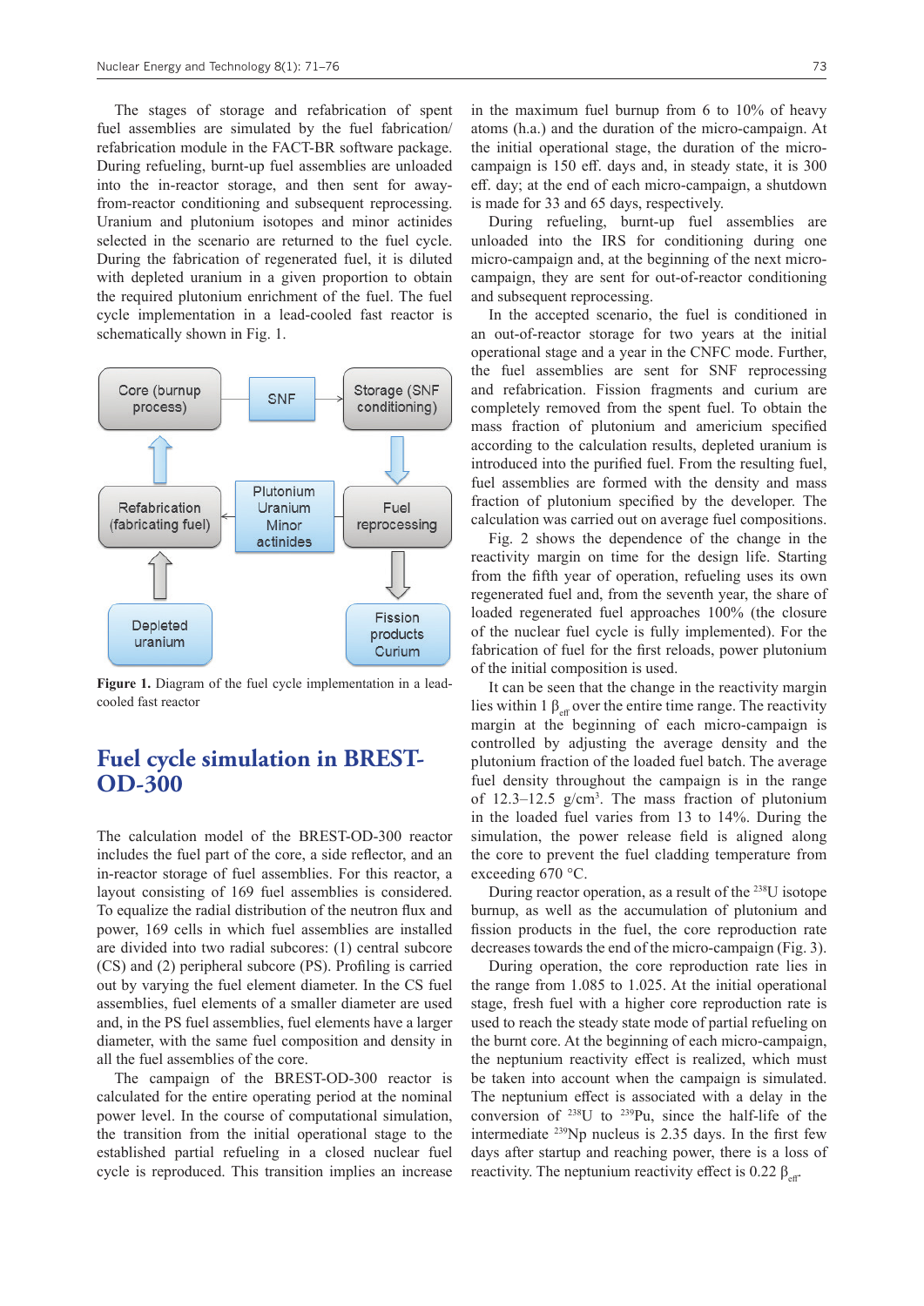The stages of storage and refabrication of spent fuel assemblies are simulated by the fuel fabrication/refabrication module in the FACT-BR software package. During refueling, burnt-up fuel assemblies are unloaded into the in-reactor storage, and then sent for away-from-reactor conditioning and subsequent reprocessing. Uranium and plutonium isotopes and minor actinides selected in the scenario are returned to the fuel cycle. During the fabrication of regenerated fuel, it is diluted with depleted uranium in a given proportion to obtain the required plutonium enrichment of the fuel. The fuel cycle implementation in a lead-cooled fast reactor is schematically shown in Fig. 1.

Core (burnup process) → SNF → Storage (SNF conditioning) → Fuel reprocessing → Plutonium Uranium Minor actinides → Refabrication (fabricating fuel) → Core (burnup process)

Fuel reprocessing → Fission products Curium

Depleted uranium → Refabrication (fabricating fuel)

**Figure 1.** Diagram of the fuel cycle implementation in a lead-cooled fast reactor

## Fuel cycle simulation in BREST-OD-300

The calculation model of the BREST-OD-300 reactor includes the fuel part of the core, a side reflector, and an in-reactor storage of fuel assemblies. For this reactor, a layout consisting of 169 fuel assemblies is considered. To equalize the radial distribution of the neutron flux and power, 169 cells in which fuel assemblies are installed are divided into two radial subcores: (1) central subcore (CS) and (2) peripheral subcore (PS). Profiling is carried out by varying the fuel element diameter. In the CS fuel assemblies, fuel elements of a smaller diameter are used and, in the PS fuel assemblies, fuel elements have a larger diameter, with the same fuel composition and density in all the fuel assemblies of the core.

The campaign of the BREST-OD-300 reactor is calculated for the entire operating period at the nominal power level. In the course of computational simulation, the transition from the initial operational stage to the established partial refueling in a closed nuclear fuel cycle is reproduced. This transition implies an increase in the maximum fuel burnup from 6 to 10% of heavy atoms (h.a.) and the duration of the micro-campaign. At the initial operational stage, the duration of the micro-campaign is 150 eff. days and, in steady state, it is 300 eff. day; at the end of each micro-campaign, a shutdown is made for 33 and 65 days, respectively.

During refueling, burnt-up fuel assemblies are unloaded into the IRS for conditioning during one micro-campaign and, at the beginning of the next micro-campaign, they are sent for out-of-reactor conditioning and subsequent reprocessing.

In the accepted scenario, the fuel is conditioned in an out-of-reactor storage for two years at the initial operational stage and a year in the CNFC mode. Further, the fuel assemblies are sent for SNF reprocessing and refabrication. Fission fragments and curium are completely removed from the spent fuel. To obtain the mass fraction of plutonium and americium specified according to the calculation results, depleted uranium is introduced into the purified fuel. From the resulting fuel, fuel assemblies are formed with the density and mass fraction of plutonium specified by the developer. The calculation was carried out on average fuel compositions.

Fig. 2 shows the dependence of the change in the reactivity margin on time for the design life. Starting from the fifth year of operation, refueling uses its own regenerated fuel and, from the seventh year, the share of loaded regenerated fuel approaches 100% (the closure of the nuclear fuel cycle is fully implemented). For the fabrication of fuel for the first reloads, power plutonium of the initial composition is used.

It can be seen that the change in the reactivity margin lies within 1 $\beta_{eff}$ over the entire time range. The reactivity margin at the beginning of each micro-campaign is controlled by adjusting the average density and the plutonium fraction of the loaded fuel batch. The average fuel density throughout the campaign is in the range of 12.3–12.5 g/cm$^3$. The mass fraction of plutonium in the loaded fuel varies from 13 to 14%. During the simulation, the power release field is aligned along the core to prevent the fuel cladding temperature from exceeding 670 °C.

During reactor operation, as a result of the $^{238}$U isotope burnup, as well as the accumulation of plutonium and fission products in the fuel, the core reproduction rate decreases towards the end of the micro-campaign (Fig. 3).

During operation, the core reproduction rate lies in the range from 1.085 to 1.025. At the initial operational stage, fresh fuel with a higher core reproduction rate is used to reach the steady state mode of partial refueling on the burnt core. At the beginning of each micro-campaign, the neptunium reactivity effect is realized, which must be taken into account when the campaign is simulated. The neptunium effect is associated with a delay in the conversion of $^{238}$U to $^{239}$Pu, since the half-life of the intermediate $^{239}$Np nucleus is 2.35 days. In the first few days after startup and reaching power, there is a loss of reactivity. The neptunium reactivity effect is 0.22 $\beta_{eff}$.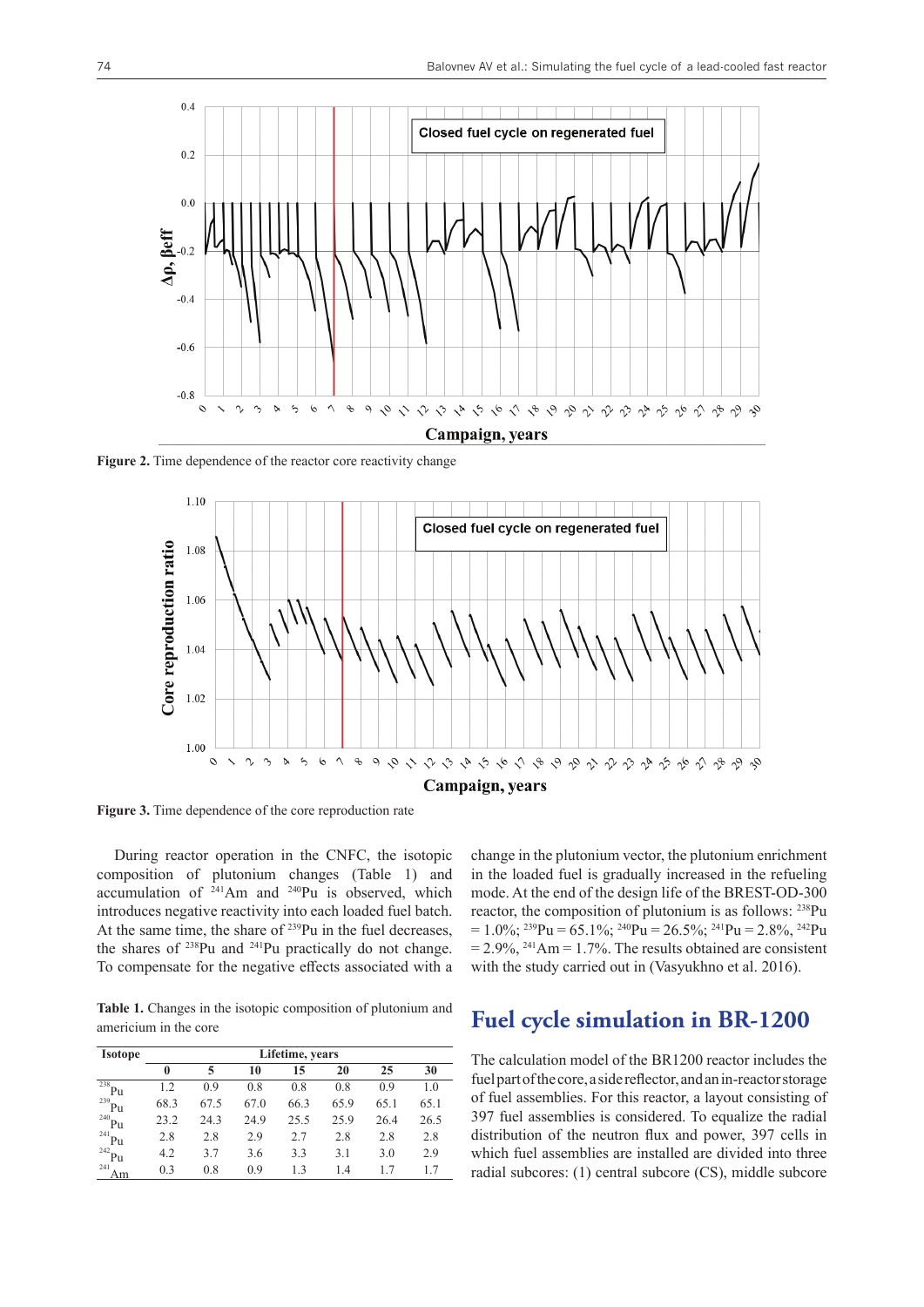**Figure 2.** Time dependence of the reactor core reactivity change

**Figure 3.** Time dependence of the core reproduction rate

During reactor operation in the CNFC, the isotopic composition of plutonium changes (Table 1) and accumulation of $^{241}$Am and $^{240}$Pu is observed, which introduces negative reactivity into each loaded fuel batch. At the same time, the share of $^{239}$Pu in the fuel decreases, the shares of $^{238}$Pu and $^{241}$Pu practically do not change. To compensate for the negative effects associated with a change in the plutonium vector, the plutonium enrichment in the loaded fuel is gradually increased in the refueling mode. At the end of the design life of the BREST-OD-300 reactor, the composition of plutonium is as follows: $^{238}$Pu = 1.0%; $^{239}$Pu = 65.1%; $^{240}$Pu = 26.5%; $^{241}$Pu = 2.8%, $^{242}$Pu = 2.9%, $^{241}$Am = 1.7%. The results obtained are consistent with the study carried out in (Vasyukhno et al. 2016).

**Table 1.** Changes in the isotopic composition of plutonium and americium in the core

| Isotope | Lifetime, years | | | | | | |
|---|---|---|---|---|---|---|---|
| | 0 | 5 | 10 | 15 | 20 | 25 | 30 |
| $^{238}$Pu | 1.2 | 0.9 | 0.8 | 0.8 | 0.8 | 0.9 | 1.0 |
| $^{239}$Pu | 68.3 | 67.5 | 67.0 | 66.3 | 65.9 | 65.1 | 65.1 |
| $^{240}$Pu | 23.2 | 24.3 | 24.9 | 25.5 | 25.9 | 26.4 | 26.5 |
| $^{241}$Pu | 2.8 | 2.8 | 2.9 | 2.7 | 2.8 | 2.8 | 2.8 |
| $^{242}$Pu | 4.2 | 3.7 | 3.6 | 3.3 | 3.1 | 3.0 | 2.9 |
| $^{241}$Am | 0.3 | 0.8 | 0.9 | 1.3 | 1.4 | 1.7 | 1.7 |

## Fuel cycle simulation in BR-1200

The calculation model of the BR1200 reactor includes the fuel part of the core, a side reflector, and an in-reactor storage of fuel assemblies. For this reactor, a layout consisting of 397 fuel assemblies is considered. To equalize the radial distribution of the neutron flux and power, 397 cells in which fuel assemblies are installed are divided into three radial subcores: (1) central subcore (CS), middle subcore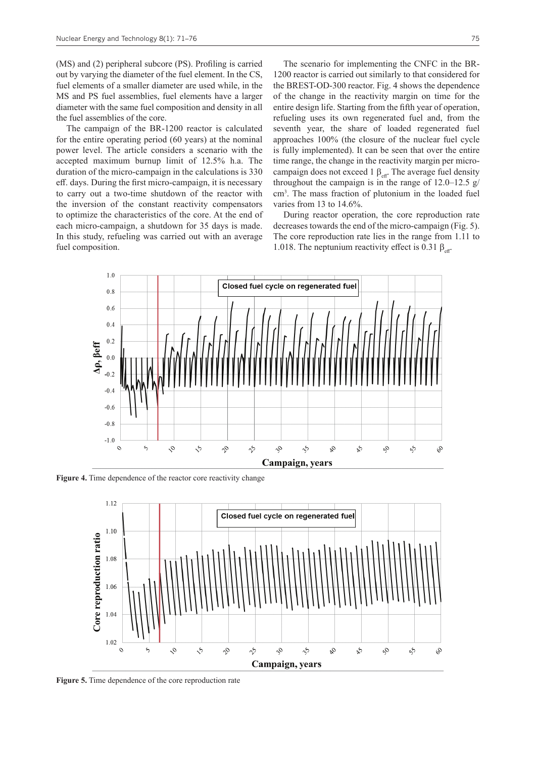(MS) and (2) peripheral subcore (PS). Profiling is carried out by varying the diameter of the fuel element. In the CS, fuel elements of a smaller diameter are used while, in the MS and PS fuel assemblies, fuel elements have a larger diameter with the same fuel composition and density in all the fuel assemblies of the core.

The campaign of the BR-1200 reactor is calculated for the entire operating period (60 years) at the nominal power level. The article considers a scenario with the accepted maximum burnup limit of 12.5% h.a. The duration of the micro-campaign in the calculations is 330 eff. days. During the first micro-campaign, it is necessary to carry out a two-time shutdown of the reactor with the inversion of the constant reactivity compensators to optimize the characteristics of the core. At the end of each micro-campaign, a shutdown for 35 days is made. In this study, refueling was carried out with an average fuel composition.

The scenario for implementing the CNFC in the BR-1200 reactor is carried out similarly to that considered for the BREST-OD-300 reactor. Fig. 4 shows the dependence of the change in the reactivity margin on time for the entire design life. Starting from the fifth year of operation, refueling uses its own regenerated fuel and, from the seventh year, the share of loaded regenerated fuel approaches 100% (the closure of the nuclear fuel cycle is fully implemented). It can be seen that over the entire time range, the change in the reactivity margin per micro-campaign does not exceed 1 $\beta_{eff}$. The average fuel density throughout the campaign is in the range of 12.0–12.5 g/cm$^3$. The mass fraction of plutonium in the loaded fuel varies from 13 to 14.6%.

During reactor operation, the core reproduction rate decreases towards the end of the micro-campaign (Fig. 5). The core reproduction rate lies in the range from 1.11 to 1.018. The neptunium reactivity effect is 0.31 $\beta_{eff}$.

**Figure 4.** Time dependence of the reactor core reactivity change

**Figure 5.** Time dependence of the core reproduction rate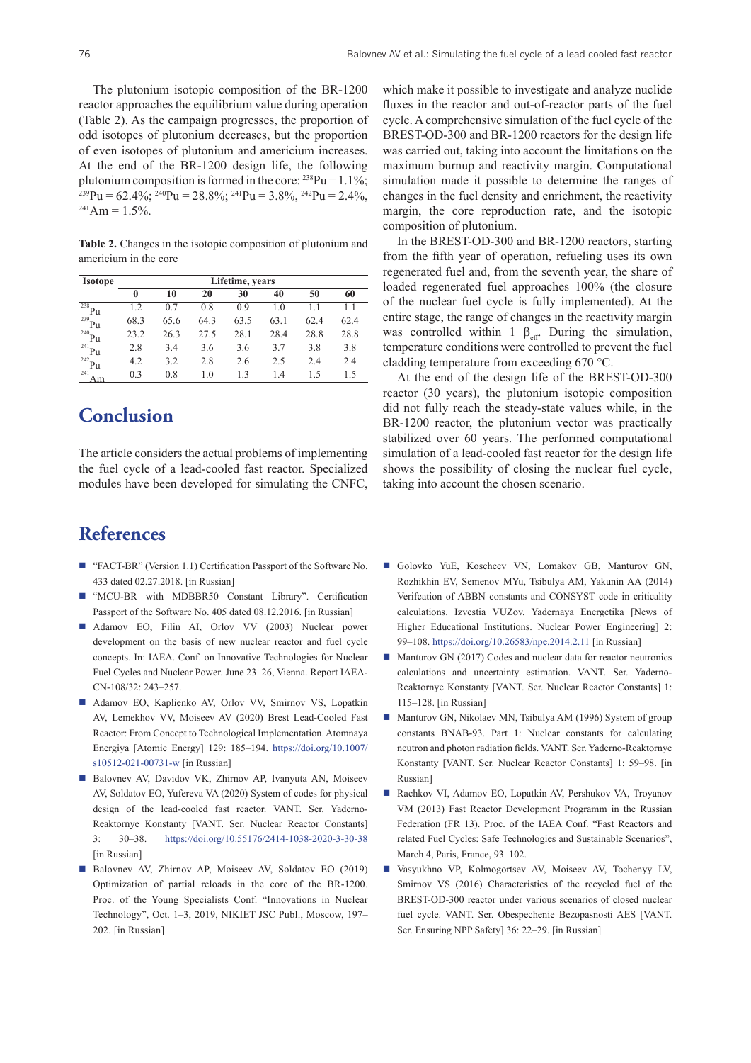The plutonium isotopic composition of the BR-1200 reactor approaches the equilibrium value during operation (Table 2). As the campaign progresses, the proportion of odd isotopes of plutonium decreases, but the proportion of even isotopes of plutonium and americium increases. At the end of the BR-1200 design life, the following plutonium composition is formed in the core: $^{238}$Pu = 1.1%; $^{239}$Pu = 62.4%; $^{240}$Pu = 28.8%; $^{241}$Pu = 3.8%, $^{242}$Pu = 2.4%, $^{241}$Am = 1.5%.

**Table 2.** Changes in the isotopic composition of plutonium and americium in the core

| Isotope | Lifetime, years | | | | | | |
|---|---|---|---|---|---|---|---|
| | 0 | 10 | 20 | 30 | 40 | 50 | 60 |
| $^{238}$Pu | 1.2 | 0.7 | 0.8 | 0.9 | 1.0 | 1.1 | 1.1 |
| $^{239}$Pu | 68.3 | 65.6 | 64.3 | 63.5 | 63.1 | 62.4 | 62.4 |
| $^{240}$Pu | 23.2 | 26.3 | 27.5 | 28.1 | 28.4 | 28.8 | 28.8 |
| $^{241}$Pu | 2.8 | 3.4 | 3.6 | 3.6 | 3.7 | 3.8 | 3.8 |
| $^{242}$Pu | 4.2 | 3.2 | 2.8 | 2.6 | 2.5 | 2.4 | 2.4 |
| $^{241}$Am | 0.3 | 0.8 | 1.0 | 1.3 | 1.4 | 1.5 | 1.5 |

# Conclusion

The article considers the actual problems of implementing the fuel cycle of a lead-cooled fast reactor. Specialized modules have been developed for simulating the CNFC, which make it possible to investigate and analyze nuclide fluxes in the reactor and out-of-reactor parts of the fuel cycle. A comprehensive simulation of the fuel cycle of the BREST-OD-300 and BR-1200 reactors for the design life was carried out, taking into account the limitations on the maximum burnup and reactivity margin. Computational simulation made it possible to determine the ranges of changes in the fuel density and enrichment, the reactivity margin, the core reproduction rate, and the isotopic composition of plutonium.

In the BREST-OD-300 and BR-1200 reactors, starting from the fifth year of operation, refueling uses its own regenerated fuel and, from the seventh year, the share of loaded regenerated fuel approaches 100% (the closure of the nuclear fuel cycle is fully implemented). At the entire stage, the range of changes in the reactivity margin was controlled within 1 $\beta_{eff}$. During the simulation, temperature conditions were controlled to prevent the fuel cladding temperature from exceeding 670 °C.

At the end of the design life of the BREST-OD-300 reactor (30 years), the plutonium isotopic composition did not fully reach the steady-state values while, in the BR-1200 reactor, the plutonium vector was practically stabilized over 60 years. The performed computational simulation of a lead-cooled fast reactor for the design life shows the possibility of closing the nuclear fuel cycle, taking into account the chosen scenario.

# References

- "FACT-BR" (Version 1.1) Certification Passport of the Software No. 433 dated 02.27.2018. [in Russian]
- "MCU-BR with MDBBR50 Constant Library". Certification Passport of the Software No. 405 dated 08.12.2016. [in Russian]
- Adamov EO, Filin AI, Orlov VV (2003) Nuclear power development on the basis of new nuclear reactor and fuel cycle concepts. In: IAEA. Conf. on Innovative Technologies for Nuclear Fuel Cycles and Nuclear Power. June 23–26, Vienna. Report IAEA-CN-108/32: 243–257.
- Adamov EO, Kaplienko AV, Orlov VV, Smirnov VS, Lopatkin AV, Lemekhov VV, Moiseev AV (2020) Brest Lead-Cooled Fast Reactor: From Concept to Technological Implementation. Atomnaya Energiya [Atomic Energy] 129: 185–194. https://doi.org/10.1007/s10512-021-00731-w [in Russian]
- Balovnev AV, Davidov VK, Zhirnov AP, Ivanyuta AN, Moiseev AV, Soldatov EO, Yufereva VA (2020) System of codes for physical design of the lead-cooled fast reactor. VANT. Ser. Yaderno-Reaktornye Konstanty [VANT. Ser. Nuclear Reactor Constants] 3: 30–38. https://doi.org/10.55176/2414-1038-2020-3-30-38 [in Russian]
- Balovnev AV, Zhirnov AP, Moiseev AV, Soldatov EO (2019) Optimization of partial reloads in the core of the BR-1200. Proc. of the Young Specialists Conf. "Innovations in Nuclear Technology", Oct. 1–3, 2019, NIKIET JSC Publ., Moscow, 197–202. [in Russian]
- Golovko YuE, Koscheev VN, Lomakov GB, Manturov GN, Rozhikhin EV, Semenov MYu, Tsibulya AM, Yakunin AA (2014) Verifcation of ABBN constants and CONSYST code in criticality calculations. Izvestia VUZov. Yadernaya Energetika [News of Higher Educational Institutions. Nuclear Power Engineering] 2: 99–108. https://doi.org/10.26583/npe.2014.2.11 [in Russian]
- Manturov GN (2017) Codes and nuclear data for reactor neutronics calculations and uncertainty estimation. VANT. Ser. Yaderno-Reaktornye Konstanty [VANT. Ser. Nuclear Reactor Constants] 1: 115–128. [in Russian]
- Manturov GN, Nikolaev MN, Tsibulya AM (1996) System of group constants BNAB-93. Part 1: Nuclear constants for calculating neutron and photon radiation fields. VANT. Ser. Yaderno-Reaktornye Konstanty [VANT. Ser. Nuclear Reactor Constants] 1: 59–98. [in Russian]
- Rachkov VI, Adamov EO, Lopatkin AV, Pershukov VA, Troyanov VM (2013) Fast Reactor Development Programm in the Russian Federation (FR 13). Proc. of the IAEA Conf. "Fast Reactors and related Fuel Cycles: Safe Technologies and Sustainable Scenarios", March 4, Paris, France, 93–102.
- Vasyukhno VP, Kolmogortsev AV, Moiseev AV, Tochenyy LV, Smirnov VS (2016) Characteristics of the recycled fuel of the BREST-OD-300 reactor under various scenarios of closed nuclear fuel cycle. VANT. Ser. Obespechenie Bezopasnosti AES [VANT. Ser. Ensuring NPP Safety] 36: 22–29. [in Russian]